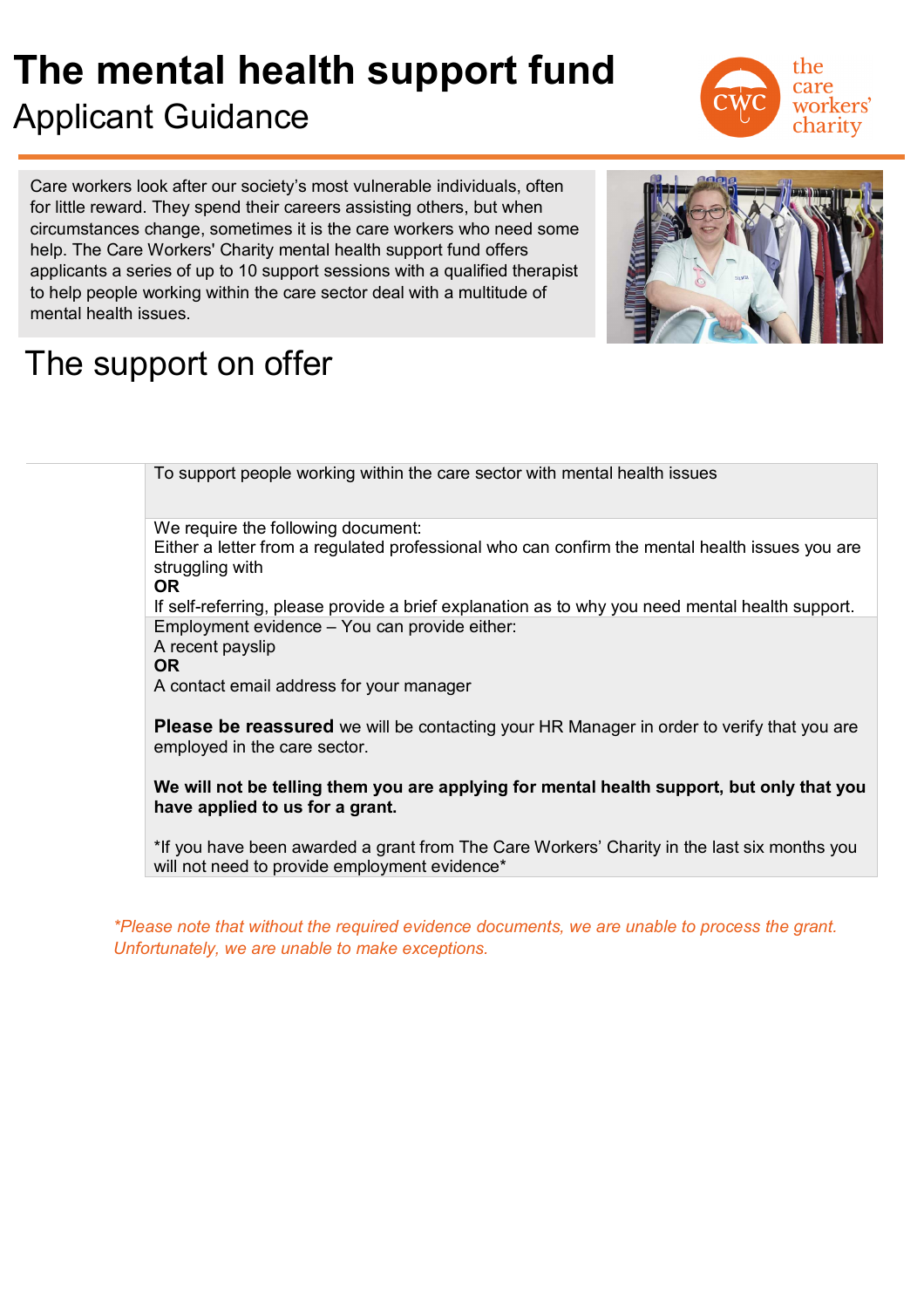# The mental health support fund

## Applicant Guidance

Care workers look after our society's most vulnerable individuals, often for little reward. They spend their careers assisting others, but when circumstances change, sometimes it is the care workers who need some help. The Care Workers' Charity mental health support fund offers applicants a series of up to 10 support sessions with a qualified therapist to help people working within the care sector deal with a multitude of mental health issues.

## The support on offer

| | |
|---|---|
| | To support people working within the care sector with mental health issues |
| | We require the following document:<br>Either a letter from a regulated professional who can confirm the mental health issues you are struggling with<br>**OR**<br>If self-referring, please provide a brief explanation as to why you need mental health support. |
| | Employment evidence – You can provide either:<br>A recent payslip<br>**OR**<br>A contact email address for your manager<br><br>**Please be reassured** we will be contacting your HR Manager in order to verify that you are employed in the care sector.<br><br>**We will not be telling them you are applying for mental health support, but only that you have applied to us for a grant.**<br><br>*If you have been awarded a grant from The Care Workers' Charity in the last six months you will not need to provide employment evidence* |

*\*Please note that without the required evidence documents, we are unable to process the grant. Unfortunately, we are unable to make exceptions.*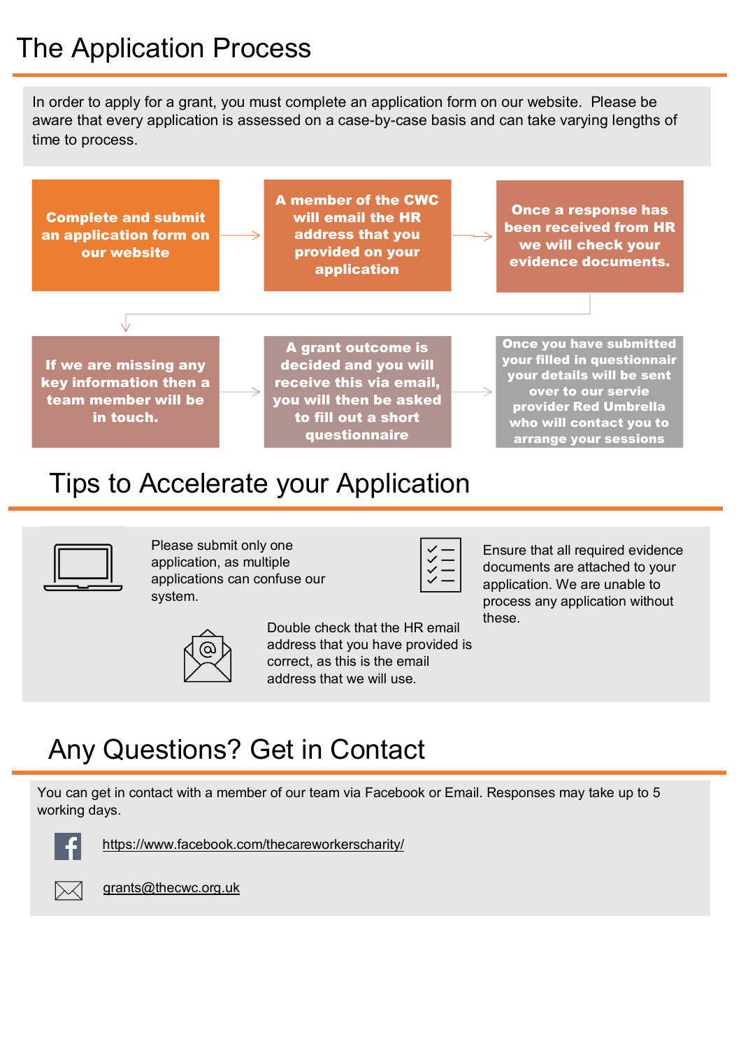# The Application Process

In order to apply for a grant, you must complete an application form on our website. Please be aware that every application is assessed on a case-by-case basis and can take varying lengths of time to process.

**Complete and submit an application form on our website**

**A member of the CWC will email the HR address that you provided on your application**

**Once a response has been received from HR we will check your evidence documents.**

**If we are missing any key information then a team member will be in touch.**

**A grant outcome is decided and you will receive this via email, you will then be asked to fill out a short questionnaire**

**Once you have submitted your filled in questionnair your details will be sent over to our servie provider Red Umbrella who will contact you to arrange your sessions**

# Tips to Accelerate your Application

Please submit only one application, as multiple applications can confuse our system.

Ensure that all required evidence documents are attached to your application. We are unable to process any application without these.

Double check that the HR email address that you have provided is correct, as this is the email address that we will use.

# Any Questions? Get in Contact

You can get in contact with a member of our team via Facebook or Email. Responses may take up to 5 working days.

https://www.facebook.com/thecareworkerscharity/

grants@thecwc.org.uk